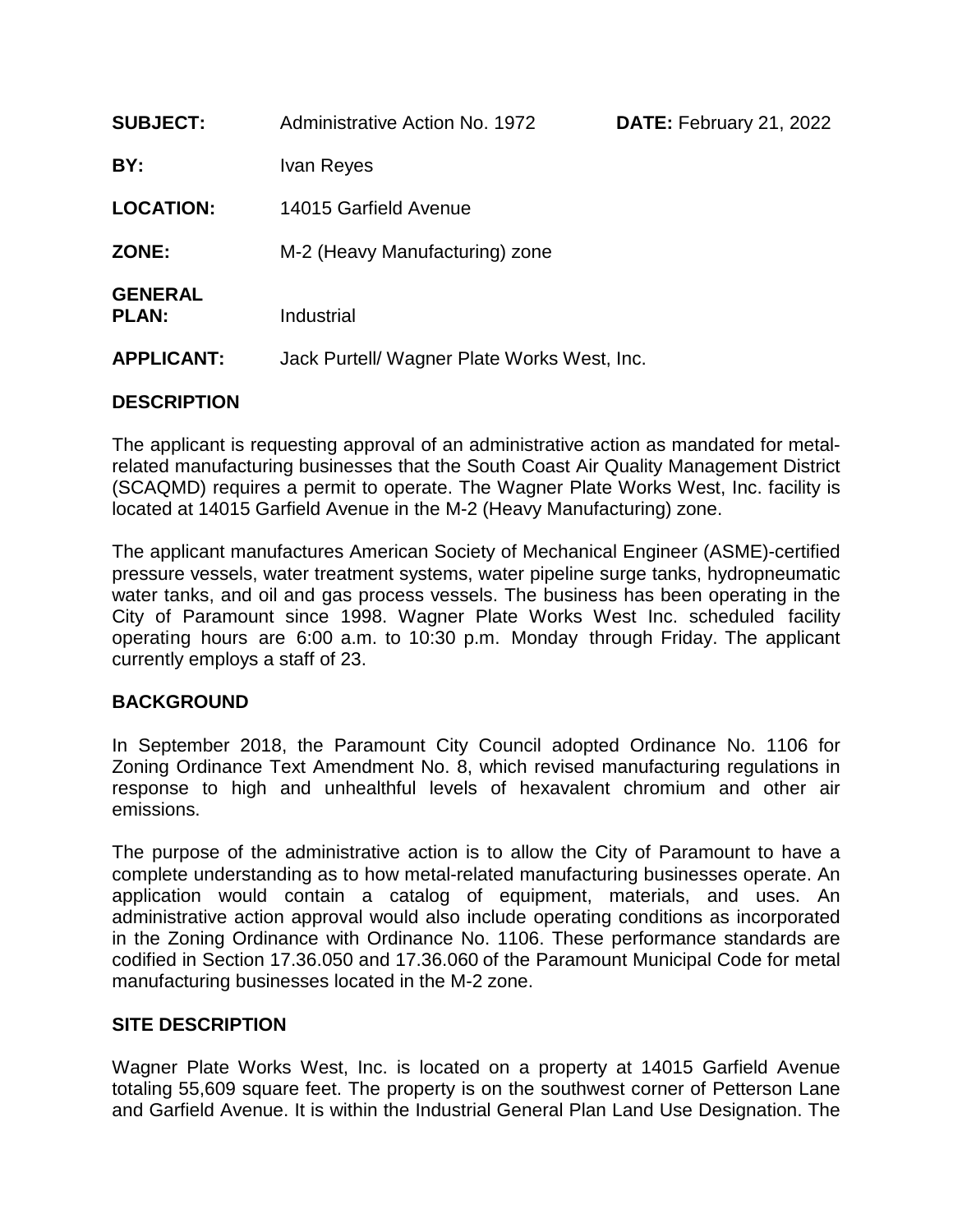**SUBJECT:** Administrative Action No. 1972 **DATE:** February 21, 2022

**BY:** Ivan Reyes

**LOCATION:** 14015 Garfield Avenue

**ZONE:** M-2 (Heavy Manufacturing) zone

**GENERAL PLAN:** Industrial

**APPLICANT:** Jack Purtell/ Wagner Plate Works West, Inc.

## DESCRIPTION

The applicant is requesting approval of an administrative action as mandated for metal-related manufacturing businesses that the South Coast Air Quality Management District (SCAQMD) requires a permit to operate. The Wagner Plate Works West, Inc. facility is located at 14015 Garfield Avenue in the M-2 (Heavy Manufacturing) zone.

The applicant manufactures American Society of Mechanical Engineer (ASME)-certified pressure vessels, water treatment systems, water pipeline surge tanks, hydropneumatic water tanks, and oil and gas process vessels. The business has been operating in the City of Paramount since 1998. Wagner Plate Works West Inc. scheduled facility operating hours are 6:00 a.m. to 10:30 p.m. Monday through Friday. The applicant currently employs a staff of 23.

## BACKGROUND

In September 2018, the Paramount City Council adopted Ordinance No. 1106 for Zoning Ordinance Text Amendment No. 8, which revised manufacturing regulations in response to high and unhealthful levels of hexavalent chromium and other air emissions.

The purpose of the administrative action is to allow the City of Paramount to have a complete understanding as to how metal-related manufacturing businesses operate. An application would contain a catalog of equipment, materials, and uses. An administrative action approval would also include operating conditions as incorporated in the Zoning Ordinance with Ordinance No. 1106. These performance standards are codified in Section 17.36.050 and 17.36.060 of the Paramount Municipal Code for metal manufacturing businesses located in the M-2 zone.

## SITE DESCRIPTION

Wagner Plate Works West, Inc. is located on a property at 14015 Garfield Avenue totaling 55,609 square feet. The property is on the southwest corner of Petterson Lane and Garfield Avenue. It is within the Industrial General Plan Land Use Designation. The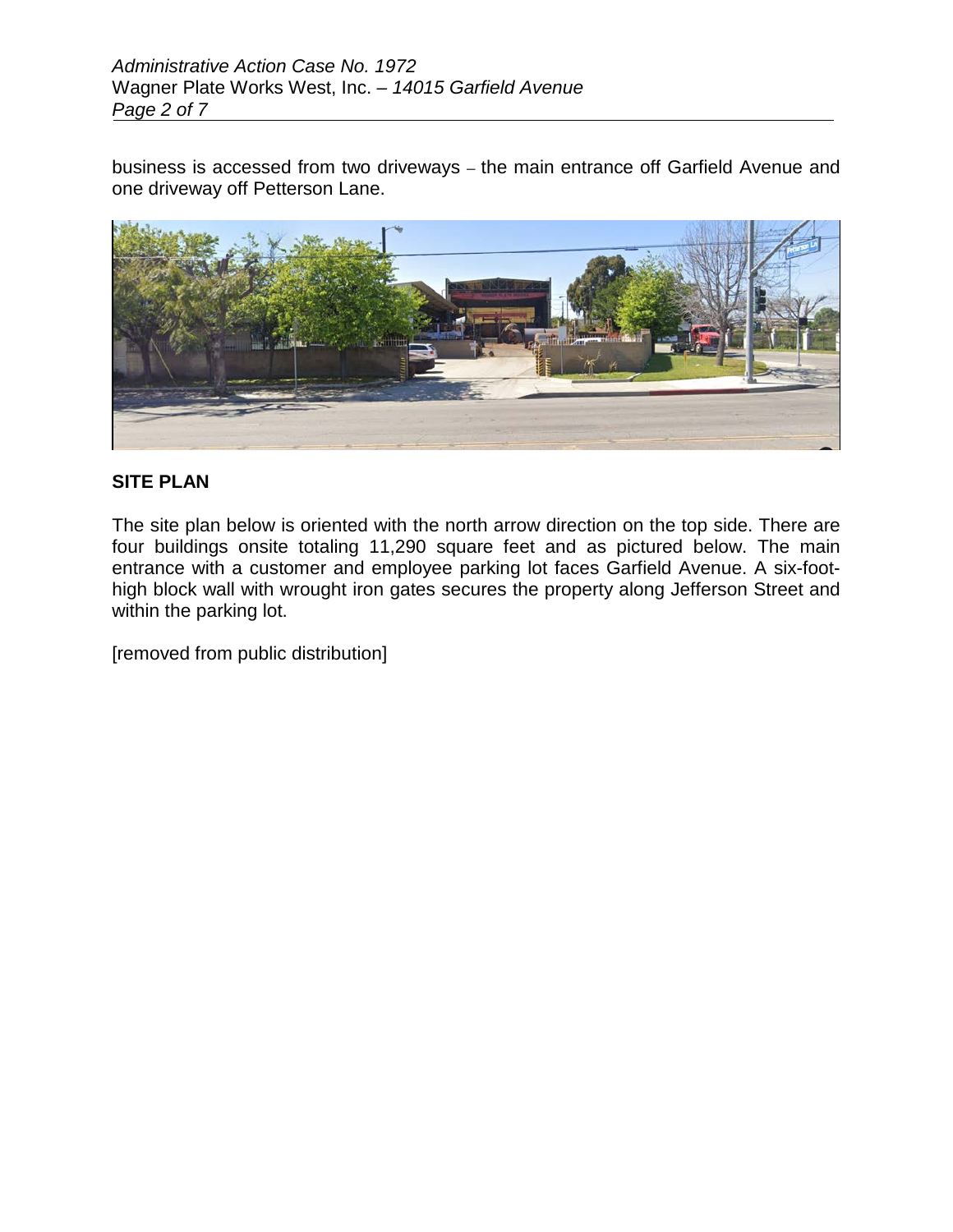business is accessed from two driveways – the main entrance off Garfield Avenue and one driveway off Petterson Lane.

**SITE PLAN**

The site plan below is oriented with the north arrow direction on the top side. There are four buildings onsite totaling 11,290 square feet and as pictured below. The main entrance with a customer and employee parking lot faces Garfield Avenue. A six-foot-high block wall with wrought iron gates secures the property along Jefferson Street and within the parking lot.

[removed from public distribution]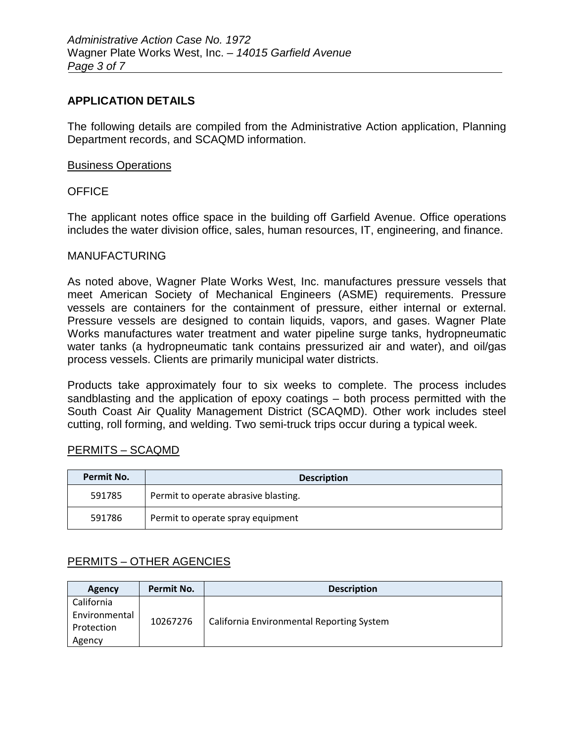## APPLICATION DETAILS

The following details are compiled from the Administrative Action application, Planning Department records, and SCAQMD information.

### Business Operations

#### OFFICE

The applicant notes office space in the building off Garfield Avenue. Office operations includes the water division office, sales, human resources, IT, engineering, and finance.

#### MANUFACTURING

As noted above, Wagner Plate Works West, Inc. manufactures pressure vessels that meet American Society of Mechanical Engineers (ASME) requirements. Pressure vessels are containers for the containment of pressure, either internal or external. Pressure vessels are designed to contain liquids, vapors, and gases. Wagner Plate Works manufactures water treatment and water pipeline surge tanks, hydropneumatic water tanks (a hydropneumatic tank contains pressurized air and water), and oil/gas process vessels. Clients are primarily municipal water districts.

Products take approximately four to six weeks to complete. The process includes sandblasting and the application of epoxy coatings – both process permitted with the South Coast Air Quality Management District (SCAQMD). Other work includes steel cutting, roll forming, and welding. Two semi-truck trips occur during a typical week.

### PERMITS – SCAQMD

| Permit No. | Description |
|---|---|
| 591785 | Permit to operate abrasive blasting. |
| 591786 | Permit to operate spray equipment |

### PERMITS – OTHER AGENCIES

| Agency | Permit No. | Description |
|---|---|---|
| California Environmental Protection Agency | 10267276 | California Environmental Reporting System |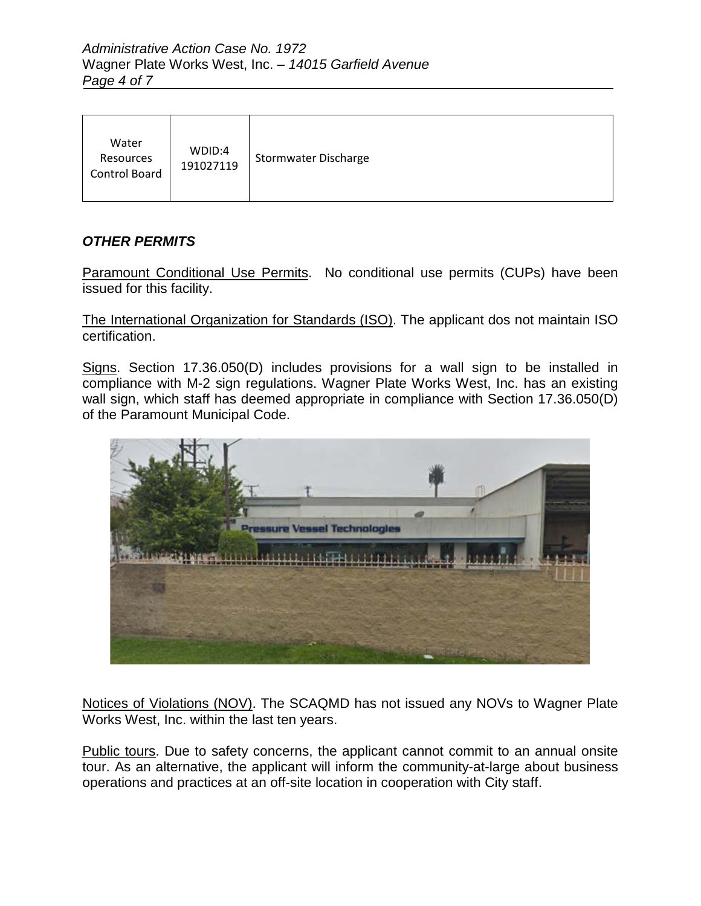| Water Resources Control Board | WDID:4 191027119 | Stormwater Discharge |
|---|---|---|

***OTHER PERMITS***

Paramount Conditional Use Permits. No conditional use permits (CUPs) have been issued for this facility.

The International Organization for Standards (ISO). The applicant dos not maintain ISO certification.

Signs. Section 17.36.050(D) includes provisions for a wall sign to be installed in compliance with M-2 sign regulations. Wagner Plate Works West, Inc. has an existing wall sign, which staff has deemed appropriate in compliance with Section 17.36.050(D) of the Paramount Municipal Code.

Notices of Violations (NOV). The SCAQMD has not issued any NOVs to Wagner Plate Works West, Inc. within the last ten years.

Public tours. Due to safety concerns, the applicant cannot commit to an annual onsite tour. As an alternative, the applicant will inform the community-at-large about business operations and practices at an off-site location in cooperation with City staff.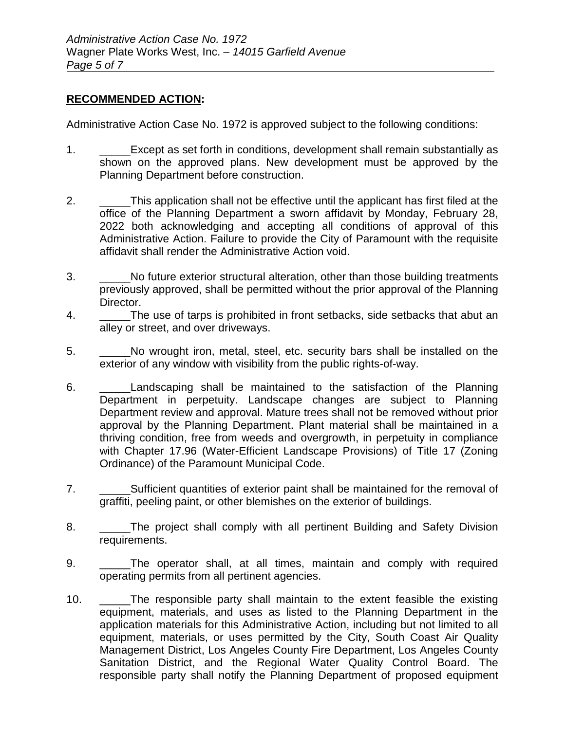**RECOMMENDED ACTION:**

Administrative Action Case No. 1972 is approved subject to the following conditions:

1. _____Except as set forth in conditions, development shall remain substantially as shown on the approved plans. New development must be approved by the Planning Department before construction.

2. _____This application shall not be effective until the applicant has first filed at the office of the Planning Department a sworn affidavit by Monday, February 28, 2022 both acknowledging and accepting all conditions of approval of this Administrative Action. Failure to provide the City of Paramount with the requisite affidavit shall render the Administrative Action void.

3. _____No future exterior structural alteration, other than those building treatments previously approved, shall be permitted without the prior approval of the Planning Director.

4. _____The use of tarps is prohibited in front setbacks, side setbacks that abut an alley or street, and over driveways.

5. _____No wrought iron, metal, steel, etc. security bars shall be installed on the exterior of any window with visibility from the public rights-of-way.

6. _____Landscaping shall be maintained to the satisfaction of the Planning Department in perpetuity. Landscape changes are subject to Planning Department review and approval. Mature trees shall not be removed without prior approval by the Planning Department. Plant material shall be maintained in a thriving condition, free from weeds and overgrowth, in perpetuity in compliance with Chapter 17.96 (Water-Efficient Landscape Provisions) of Title 17 (Zoning Ordinance) of the Paramount Municipal Code.

7. _____Sufficient quantities of exterior paint shall be maintained for the removal of graffiti, peeling paint, or other blemishes on the exterior of buildings.

8. _____The project shall comply with all pertinent Building and Safety Division requirements.

9. _____The operator shall, at all times, maintain and comply with required operating permits from all pertinent agencies.

10. _____The responsible party shall maintain to the extent feasible the existing equipment, materials, and uses as listed to the Planning Department in the application materials for this Administrative Action, including but not limited to all equipment, materials, or uses permitted by the City, South Coast Air Quality Management District, Los Angeles County Fire Department, Los Angeles County Sanitation District, and the Regional Water Quality Control Board. The responsible party shall notify the Planning Department of proposed equipment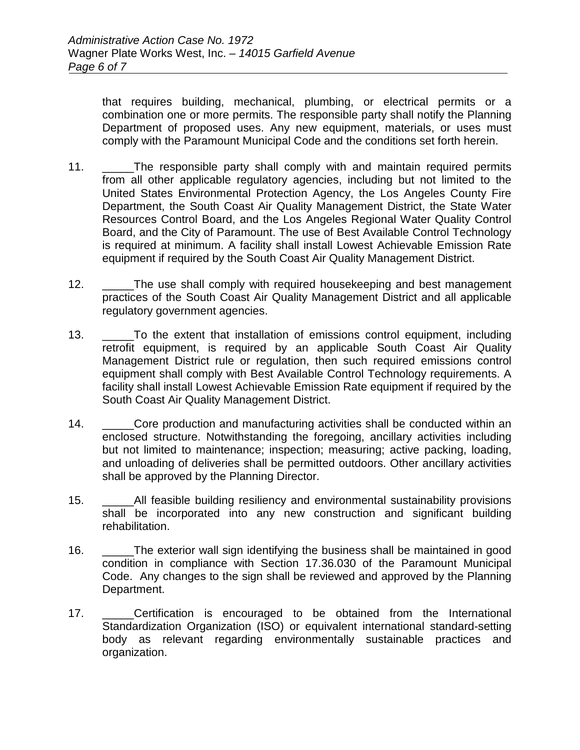that requires building, mechanical, plumbing, or electrical permits or a combination one or more permits. The responsible party shall notify the Planning Department of proposed uses. Any new equipment, materials, or uses must comply with the Paramount Municipal Code and the conditions set forth herein.

11. _____The responsible party shall comply with and maintain required permits from all other applicable regulatory agencies, including but not limited to the United States Environmental Protection Agency, the Los Angeles County Fire Department, the South Coast Air Quality Management District, the State Water Resources Control Board, and the Los Angeles Regional Water Quality Control Board, and the City of Paramount. The use of Best Available Control Technology is required at minimum. A facility shall install Lowest Achievable Emission Rate equipment if required by the South Coast Air Quality Management District.

12. _____The use shall comply with required housekeeping and best management practices of the South Coast Air Quality Management District and all applicable regulatory government agencies.

13. _____To the extent that installation of emissions control equipment, including retrofit equipment, is required by an applicable South Coast Air Quality Management District rule or regulation, then such required emissions control equipment shall comply with Best Available Control Technology requirements. A facility shall install Lowest Achievable Emission Rate equipment if required by the South Coast Air Quality Management District.

14. _____Core production and manufacturing activities shall be conducted within an enclosed structure. Notwithstanding the foregoing, ancillary activities including but not limited to maintenance; inspection; measuring; active packing, loading, and unloading of deliveries shall be permitted outdoors. Other ancillary activities shall be approved by the Planning Director.

15. _____All feasible building resiliency and environmental sustainability provisions shall be incorporated into any new construction and significant building rehabilitation.

16. _____The exterior wall sign identifying the business shall be maintained in good condition in compliance with Section 17.36.030 of the Paramount Municipal Code. Any changes to the sign shall be reviewed and approved by the Planning Department.

17. _____Certification is encouraged to be obtained from the International Standardization Organization (ISO) or equivalent international standard-setting body as relevant regarding environmentally sustainable practices and organization.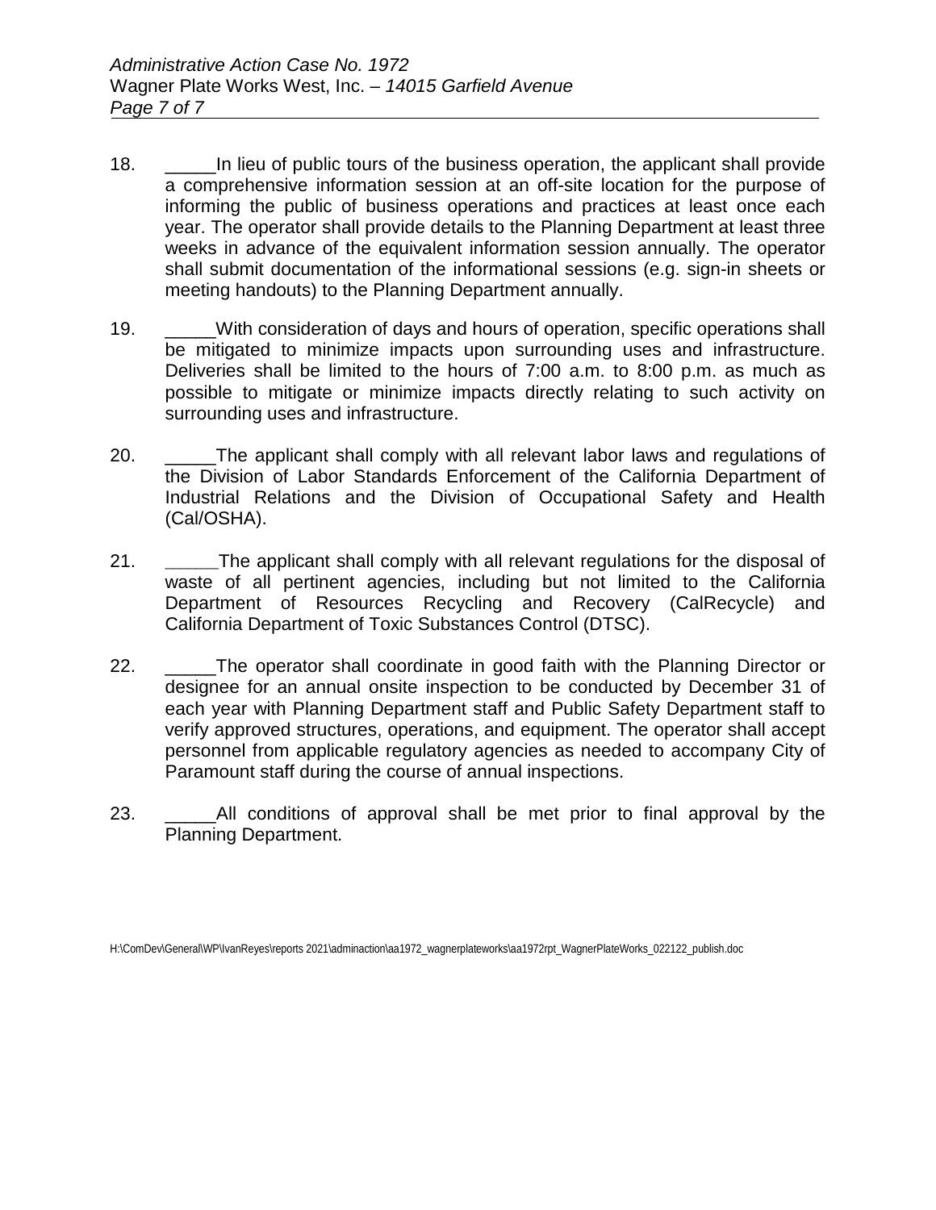18. _____In lieu of public tours of the business operation, the applicant shall provide a comprehensive information session at an off-site location for the purpose of informing the public of business operations and practices at least once each year. The operator shall provide details to the Planning Department at least three weeks in advance of the equivalent information session annually. The operator shall submit documentation of the informational sessions (e.g. sign-in sheets or meeting handouts) to the Planning Department annually.

19. _____With consideration of days and hours of operation, specific operations shall be mitigated to minimize impacts upon surrounding uses and infrastructure. Deliveries shall be limited to the hours of 7:00 a.m. to 8:00 p.m. as much as possible to mitigate or minimize impacts directly relating to such activity on surrounding uses and infrastructure.

20. _____The applicant shall comply with all relevant labor laws and regulations of the Division of Labor Standards Enforcement of the California Department of Industrial Relations and the Division of Occupational Safety and Health (Cal/OSHA).

21. _____The applicant shall comply with all relevant regulations for the disposal of waste of all pertinent agencies, including but not limited to the California Department of Resources Recycling and Recovery (CalRecycle) and California Department of Toxic Substances Control (DTSC).

22. _____The operator shall coordinate in good faith with the Planning Director or designee for an annual onsite inspection to be conducted by December 31 of each year with Planning Department staff and Public Safety Department staff to verify approved structures, operations, and equipment. The operator shall accept personnel from applicable regulatory agencies as needed to accompany City of Paramount staff during the course of annual inspections.

23. _____All conditions of approval shall be met prior to final approval by the Planning Department.

H:\ComDev\General\WP\IvanReyes\reports 2021\adminaction\aa1972_wagnerplateworks\aa1972rpt_WagnerPlateWorks_022122_publish.doc